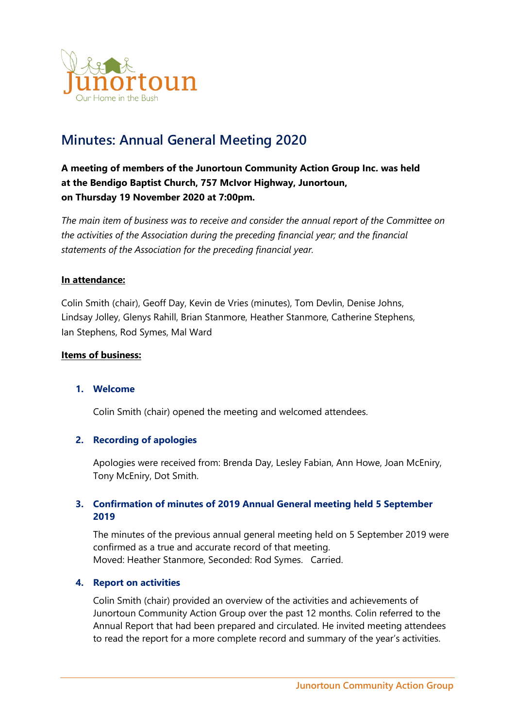# Minutes: Annual General Meeting 2020

**A meeting of members of the Junortoun Community Action Group Inc. was held at the Bendigo Baptist Church, 757 McIvor Highway, Junortoun, on Thursday 19 November 2020 at 7:00pm.**

*The main item of business was to receive and consider the annual report of the Committee on the activities of the Association during the preceding financial year; and the financial statements of the Association for the preceding financial year.*

**In attendance:**

Colin Smith (chair), Geoff Day, Kevin de Vries (minutes), Tom Devlin, Denise Johns, Lindsay Jolley, Glenys Rahill, Brian Stanmore, Heather Stanmore, Catherine Stephens, Ian Stephens, Rod Symes, Mal Ward

**Items of business:**

### 1. Welcome

Colin Smith (chair) opened the meeting and welcomed attendees.

### 2. Recording of apologies

Apologies were received from: Brenda Day, Lesley Fabian, Ann Howe, Joan McEniry, Tony McEniry, Dot Smith.

### 3. Confirmation of minutes of 2019 Annual General meeting held 5 September 2019

The minutes of the previous annual general meeting held on 5 September 2019 were confirmed as a true and accurate record of that meeting.
Moved: Heather Stanmore, Seconded: Rod Symes. Carried.

### 4. Report on activities

Colin Smith (chair) provided an overview of the activities and achievements of Junortoun Community Action Group over the past 12 months. Colin referred to the Annual Report that had been prepared and circulated. He invited meeting attendees to read the report for a more complete record and summary of the year's activities.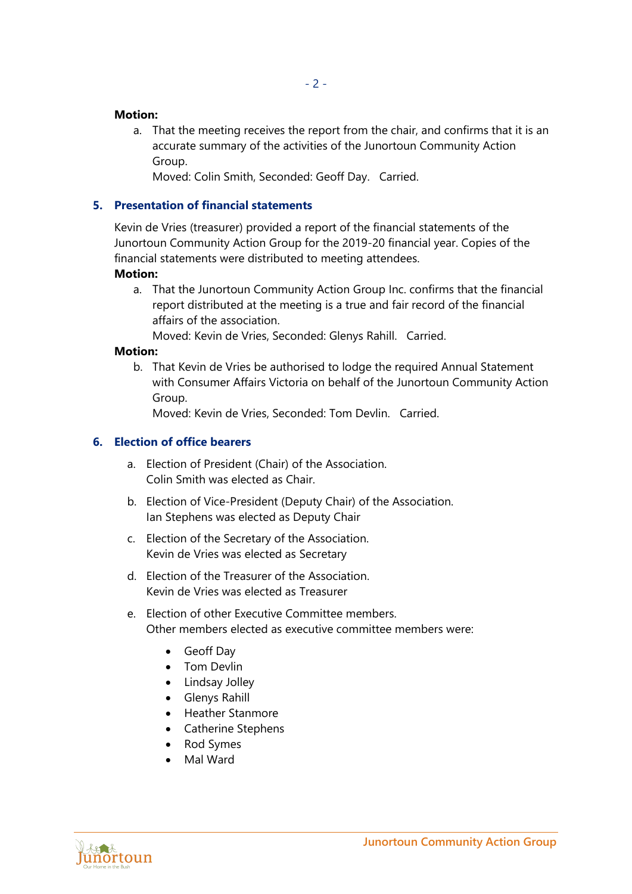**Motion:**

a. That the meeting receives the report from the chair, and confirms that it is an accurate summary of the activities of the Junortoun Community Action Group.
   Moved: Colin Smith, Seconded: Geoff Day.   Carried.

## 5. Presentation of financial statements

Kevin de Vries (treasurer) provided a report of the financial statements of the Junortoun Community Action Group for the 2019-20 financial year. Copies of the financial statements were distributed to meeting attendees.

**Motion:**

a. That the Junortoun Community Action Group Inc. confirms that the financial report distributed at the meeting is a true and fair record of the financial affairs of the association.
   Moved: Kevin de Vries, Seconded: Glenys Rahill.   Carried.

**Motion:**

b. That Kevin de Vries be authorised to lodge the required Annual Statement with Consumer Affairs Victoria on behalf of the Junortoun Community Action Group.
   Moved: Kevin de Vries, Seconded: Tom Devlin.   Carried.

## 6. Election of office bearers

a. Election of President (Chair) of the Association.
   Colin Smith was elected as Chair.

b. Election of Vice-President (Deputy Chair) of the Association.
   Ian Stephens was elected as Deputy Chair

c. Election of the Secretary of the Association.
   Kevin de Vries was elected as Secretary

d. Election of the Treasurer of the Association.
   Kevin de Vries was elected as Treasurer

e. Election of other Executive Committee members.
   Other members elected as executive committee members were:

   - Geoff Day
   - Tom Devlin
   - Lindsay Jolley
   - Glenys Rahill
   - Heather Stanmore
   - Catherine Stephens
   - Rod Symes
   - Mal Ward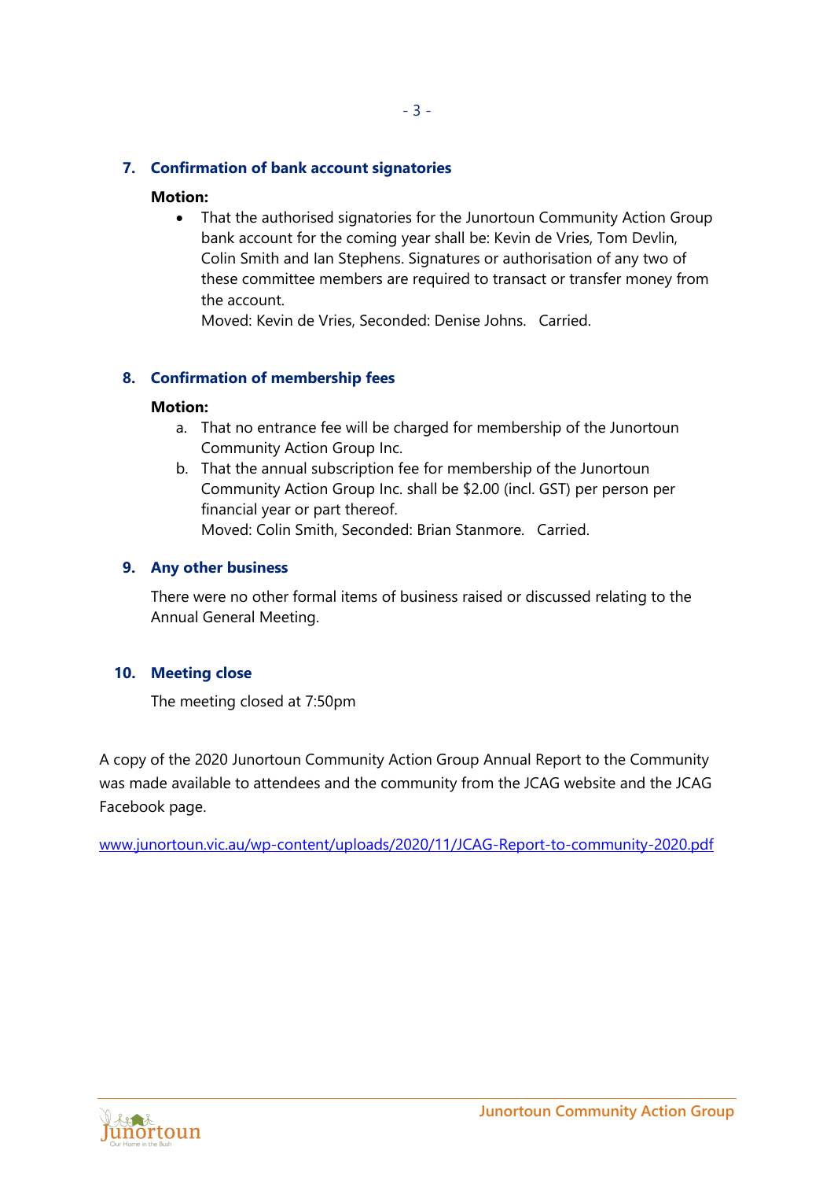## 7. Confirmation of bank account signatories

**Motion:**

- That the authorised signatories for the Junortoun Community Action Group bank account for the coming year shall be: Kevin de Vries, Tom Devlin, Colin Smith and Ian Stephens. Signatures or authorisation of any two of these committee members are required to transact or transfer money from the account.
  Moved: Kevin de Vries, Seconded: Denise Johns. Carried.

## 8. Confirmation of membership fees

**Motion:**

a. That no entrance fee will be charged for membership of the Junortoun Community Action Group Inc.

b. That the annual subscription fee for membership of the Junortoun Community Action Group Inc. shall be $2.00 (incl. GST) per person per financial year or part thereof.
   Moved: Colin Smith, Seconded: Brian Stanmore. Carried.

## 9. Any other business

There were no other formal items of business raised or discussed relating to the Annual General Meeting.

## 10. Meeting close

The meeting closed at 7:50pm

A copy of the 2020 Junortoun Community Action Group Annual Report to the Community was made available to attendees and the community from the JCAG website and the JCAG Facebook page.

www.junortoun.vic.au/wp-content/uploads/2020/11/JCAG-Report-to-community-2020.pdf